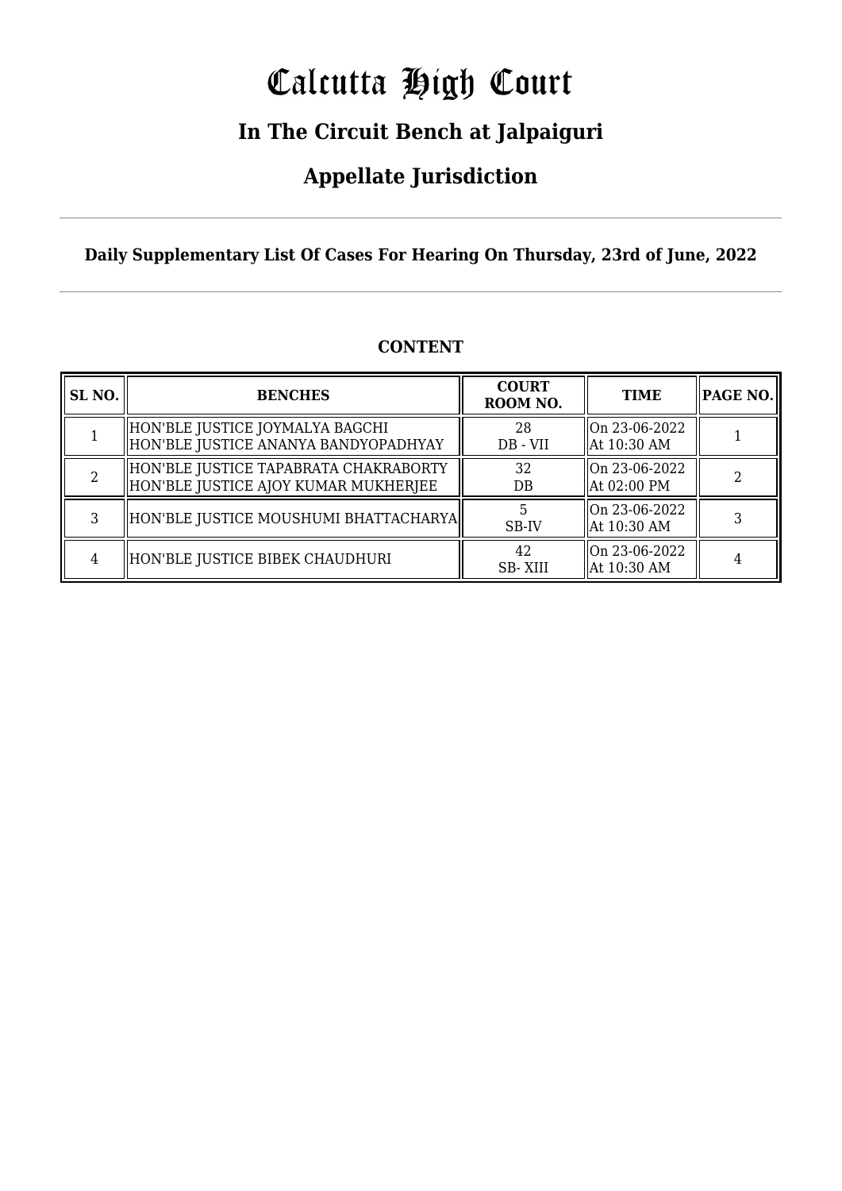# Calcutta High Court

## In The Circuit Bench at Jalpaiguri

## Appellate Jurisdiction

**Daily Supplementary List Of Cases For Hearing On Thursday, 23rd of June, 2022**

### CONTENT

| SL NO. | BENCHES | COURT ROOM NO. | TIME | PAGE NO. |
|---|---|---|---|---|
| 1 | HON'BLE JUSTICE JOYMALYA BAGCHI<br>HON'BLE JUSTICE ANANYA BANDYOPADHYAY | 28<br>DB - VII | On 23-06-2022<br>At 10:30 AM | 1 |
| 2 | HON'BLE JUSTICE TAPABRATA CHAKRABORTY<br>HON'BLE JUSTICE AJOY KUMAR MUKHERJEE | 32<br>DB | On 23-06-2022<br>At 02:00 PM | 2 |
| 3 | HON'BLE JUSTICE MOUSHUMI BHATTACHARYA | 5<br>SB-IV | On 23-06-2022<br>At 10:30 AM | 3 |
| 4 | HON'BLE JUSTICE BIBEK CHAUDHURI | 42<br>SB- XIII | On 23-06-2022<br>At 10:30 AM | 4 |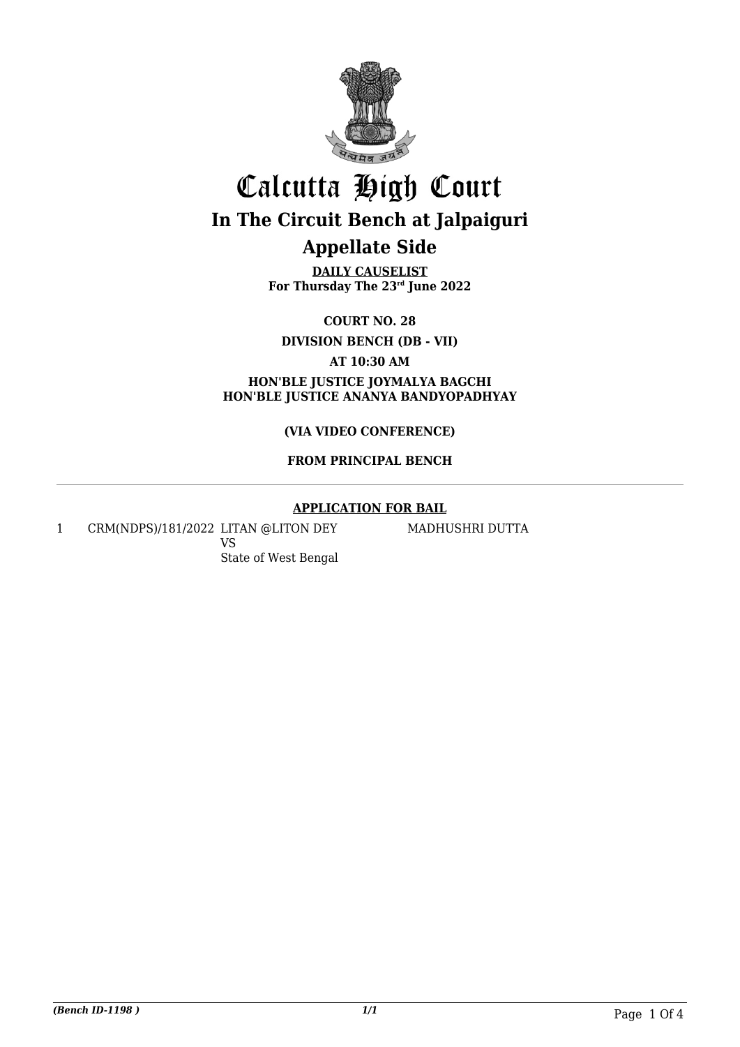# Calcutta High Court

## In The Circuit Bench at Jalpaiguri

## Appellate Side

**DAILY CAUSELIST**
**For Thursday The 23rd June 2022**

**COURT NO. 28**

**DIVISION BENCH (DB - VII)**

**AT 10:30 AM**

**HON'BLE JUSTICE JOYMALYA BAGCHI**
**HON'BLE JUSTICE ANANYA BANDYOPADHYAY**

**(VIA VIDEO CONFERENCE)**

**FROM PRINCIPAL BENCH**

**APPLICATION FOR BAIL**

| | | | |
|---|---|---|---|
| 1 | CRM(NDPS)/181/2022 | LITAN @LITON DEY<br>VS<br>State of West Bengal | MADHUSHRI DUTTA |

*(Bench ID-1198 )* 1/1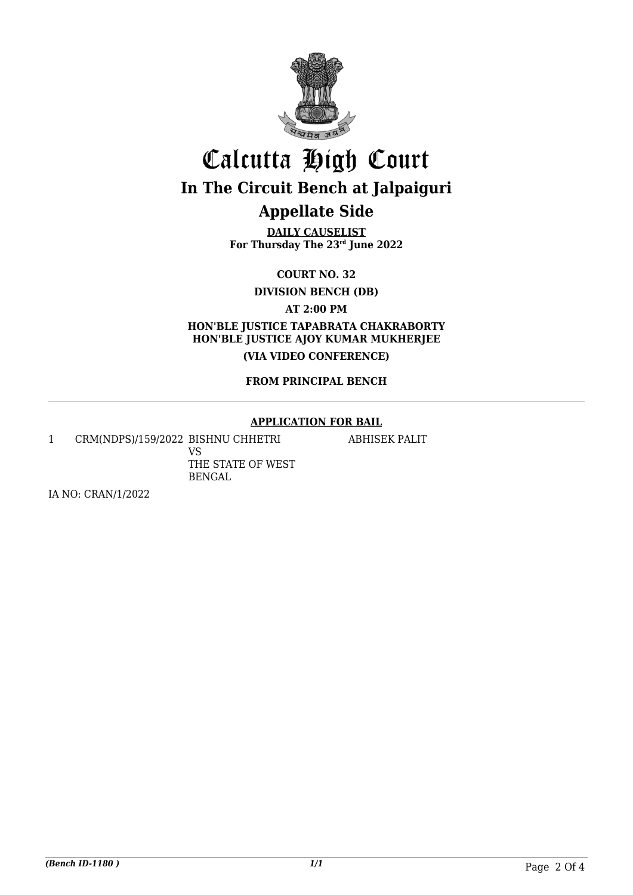# Calcutta High Court

## In The Circuit Bench at Jalpaiguri

## Appellate Side

**DAILY CAUSELIST**
**For Thursday The 23rd June 2022**

**COURT NO. 32**

**DIVISION BENCH (DB)**

**AT 2:00 PM**

**HON'BLE JUSTICE TAPABRATA CHAKRABORTY**
**HON'BLE JUSTICE AJOY KUMAR MUKHERJEE**

**(VIA VIDEO CONFERENCE)**

**FROM PRINCIPAL BENCH**

---

**APPLICATION FOR BAIL**

| | | | |
|---|---|---|---|
| 1 | CRM(NDPS)/159/2022 | BISHNU CHHETRI VS THE STATE OF WEST BENGAL | ABHISEK PALIT |

IA NO: CRAN/1/2022

*(Bench ID-1180 )*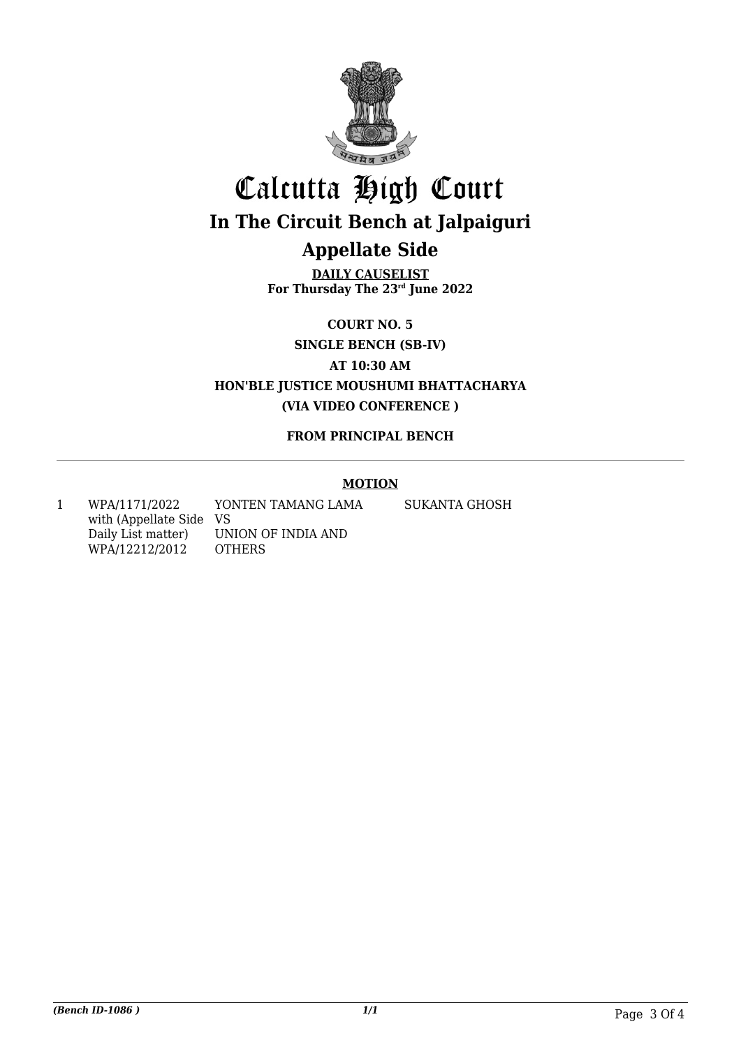# Calcutta High Court

## In The Circuit Bench at Jalpaiguri

## Appellate Side

**DAILY CAUSELIST**
**For Thursday The 23rd June 2022**

**COURT NO. 5**

**SINGLE BENCH (SB-IV)**

**AT 10:30 AM**

**HON'BLE JUSTICE MOUSHUMI BHATTACHARYA**

**(VIA VIDEO CONFERENCE )**

**FROM PRINCIPAL BENCH**

**MOTION**

| | | | |
|---|---|---|---|
| 1 | WPA/1171/2022 with (Appellate Side Daily List matter) WPA/12212/2012 | YONTEN TAMANG LAMA VS UNION OF INDIA AND OTHERS | SUKANTA GHOSH |

*(Bench ID-1086 )* *1/1*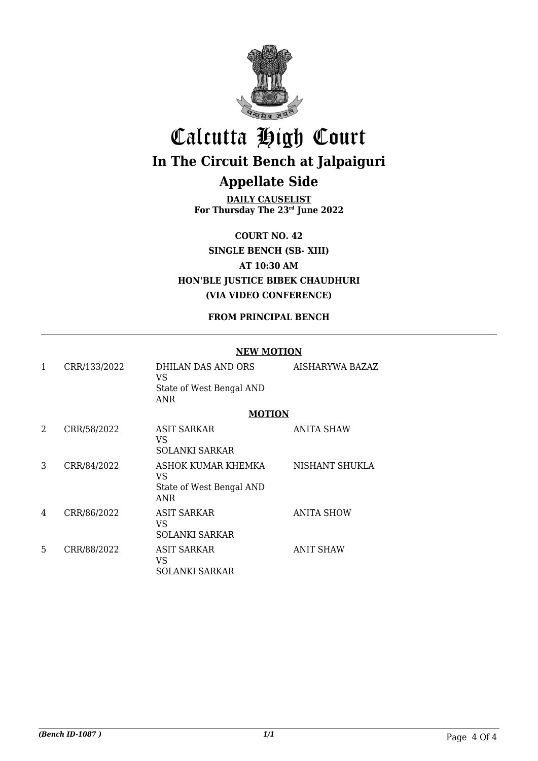# Calcutta High Court

## In The Circuit Bench at Jalpaiguri

## Appellate Side

**DAILY CAUSELIST**
**For Thursday The 23rd June 2022**

**COURT NO. 42**
**SINGLE BENCH (SB- XIII)**
**AT 10:30 AM**
**HON'BLE JUSTICE BIBEK CHAUDHURI**
**(VIA VIDEO CONFERENCE)**

**FROM PRINCIPAL BENCH**

**NEW MOTION**

| | | | |
|---|---|---|---|
| 1 | CRR/133/2022 | DHILAN DAS AND ORS<br>VS<br>State of West Bengal AND ANR | AISHARYWA BAZAZ |

**MOTION**

| | | | |
|---|---|---|---|
| 2 | CRR/58/2022 | ASIT SARKAR<br>VS<br>SOLANKI SARKAR | ANITA SHAW |
| 3 | CRR/84/2022 | ASHOK KUMAR KHEMKA<br>VS<br>State of West Bengal AND ANR | NISHANT SHUKLA |
| 4 | CRR/86/2022 | ASIT SARKAR<br>VS<br>SOLANKI SARKAR | ANITA SHOW |
| 5 | CRR/88/2022 | ASIT SARKAR<br>VS<br>SOLANKI SARKAR | ANIT SHAW |

*(Bench ID-1087 )*